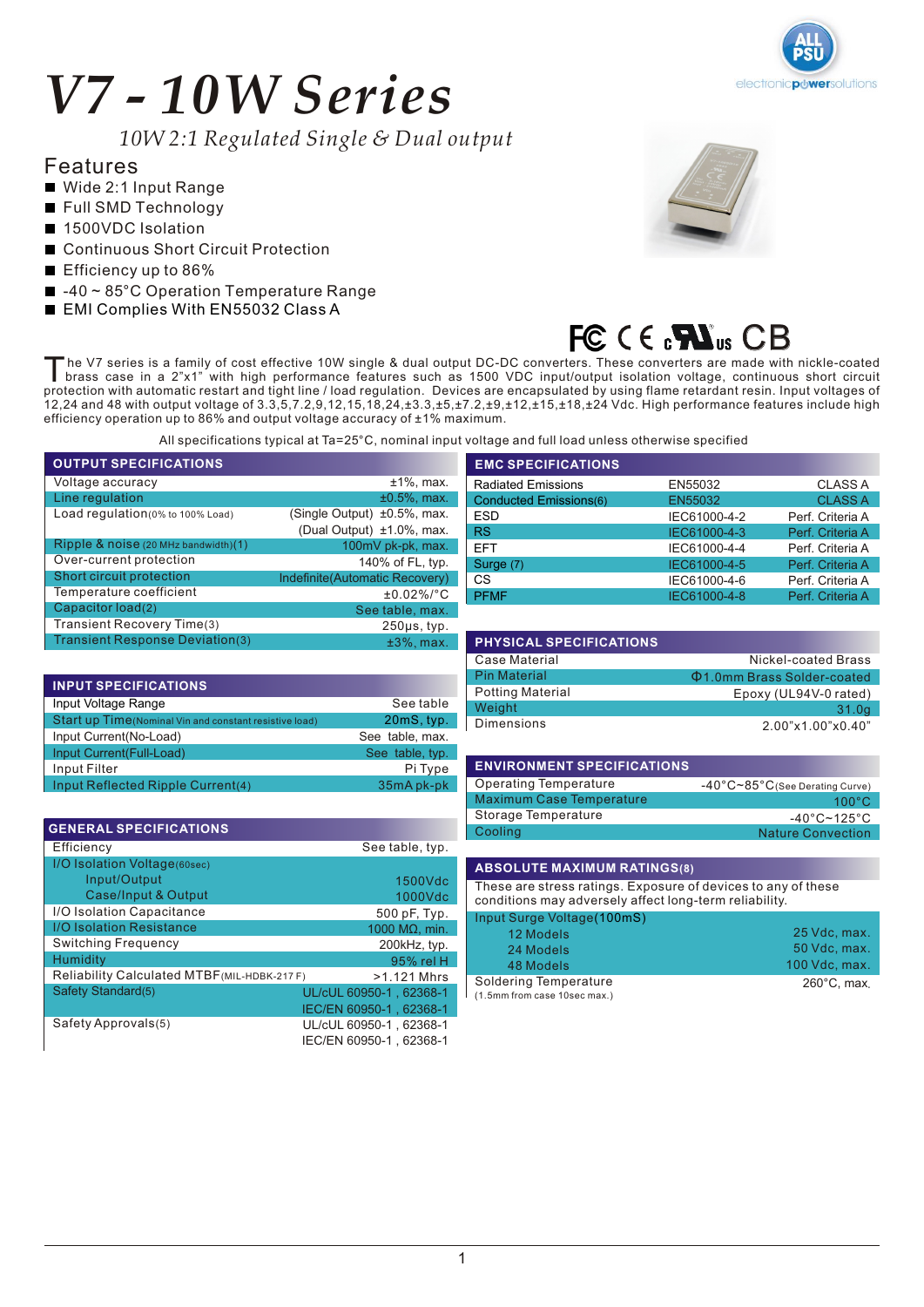# V7 - 10W Series

*10W 2:1 Regulated Single & Dual output*

## Features

- Wide 2:1 Input Range
- Full SMD Technology
- 1500VDC Isolation
- Continuous Short Circuit Protection
- Efficiency up to 86%
- -40 ~ 85°C Operation Temperature Range
- EMI Complies With EN55032 Class A

The V7 series is a family of cost effective 10W single & dual output DC-DC converters. These converters are made with nickle-coated brass case in a 2"x1" with high performance features such as 1500 VDC input/output isolation voltage, continuous short circuit protection with automatic restart and tight line / load regulation. Devices are encapsulated by using flame retardant resin. Input voltages of 12,24 and 48 with output voltage of 3.3,5,7.2,9,12,15,18,24,±3.3,±5,±7.2,±9,±12,±15,±18,±24 Vdc. High performance features include high efficiency operation up to 86% and output voltage accuracy of ±1% maximum.

All specifications typical at Ta=25°C, nominal input voltage and full load unless otherwise specified

| OUTPUT SPECIFICATIONS | |
|---|---|
| Voltage accuracy | ±1%, max. |
| Line regulation | ±0.5%, max. |
| Load regulation(0% to 100% Load) | (Single Output) ±0.5%, max. |
| | (Dual Output) ±1.0%, max. |
| Ripple & noise (20 MHz bandwidth)(1) | 100mV pk-pk, max. |
| Over-current protection | 140% of FL, typ. |
| Short circuit protection | Indefinite(Automatic Recovery) |
| Temperature coefficient | ±0.02%/°C |
| Capacitor load(2) | See table, max. |
| Transient Recovery Time(3) | 250μs, typ. |
| Transient Response Deviation(3) | ±3%, max. |

| INPUT SPECIFICATIONS | |
|---|---|
| Input Voltage Range | See table |
| Start up Time(Nominal Vin and constant resistive load) | 20mS, typ. |
| Input Current(No-Load) | See table, max. |
| Input Current(Full-Load) | See table, typ. |
| Input Filter | Pi Type |
| Input Reflected Ripple Current(4) | 35mA pk-pk |

| GENERAL SPECIFICATIONS | |
|---|---|
| Efficiency | See table, typ. |
| I/O Isolation Voltage(60sec) | |
| Input/Output | 1500Vdc |
| Case/Input & Output | 1000Vdc |
| I/O Isolation Capacitance | 500 pF, Typ. |
| I/O Isolation Resistance | 1000 MΩ, min. |
| Switching Frequency | 200kHz, typ. |
| Humidity | 95% rel H |
| Reliability Calculated MTBF(MIL-HDBK-217 F) | >1.121 Mhrs |
| Safety Standard(5) | UL/cUL 60950-1 , 62368-1 |
| | IEC/EN 60950-1 , 62368-1 |
| Safety Approvals(5) | UL/cUL 60950-1 , 62368-1 |
| | IEC/EN 60950-1 , 62368-1 |

| EMC SPECIFICATIONS | | |
|---|---|---|
| Radiated Emissions | EN55032 | CLASS A |
| Conducted Emissions(6) | EN55032 | CLASS A |
| ESD | IEC61000-4-2 | Perf. Criteria A |
| RS | IEC61000-4-3 | Perf. Criteria A |
| EFT | IEC61000-4-4 | Perf. Criteria A |
| Surge (7) | IEC61000-4-5 | Perf. Criteria A |
| CS | IEC61000-4-6 | Perf. Criteria A |
| PFMF | IEC61000-4-8 | Perf. Criteria A |

| PHYSICAL SPECIFICATIONS | |
|---|---|
| Case Material | Nickel-coated Brass |
| Pin Material | Φ1.0mm Brass Solder-coated |
| Potting Material | Epoxy (UL94V-0 rated) |
| Weight | 31.0g |
| Dimensions | 2.00"x1.00"x0.40" |

| ENVIRONMENT SPECIFICATIONS | |
|---|---|
| Operating Temperature | -40°C~85°C(See Derating Curve) |
| Maximum Case Temperature | 100°C |
| Storage Temperature | -40°C~125°C |
| Cooling | Nature Convection |

| ABSOLUTE MAXIMUM RATINGS(8) | |
|---|---|
| These are stress ratings. Exposure of devices to any of these conditions may adversely affect long-term reliability. | |
| Input Surge Voltage(100mS) | |
| 12 Models | 25 Vdc, max. |
| 24 Models | 50 Vdc, max. |
| 48 Models | 100 Vdc, max. |
| Soldering Temperature (1.5mm from case 10sec max.) | 260°C, max. |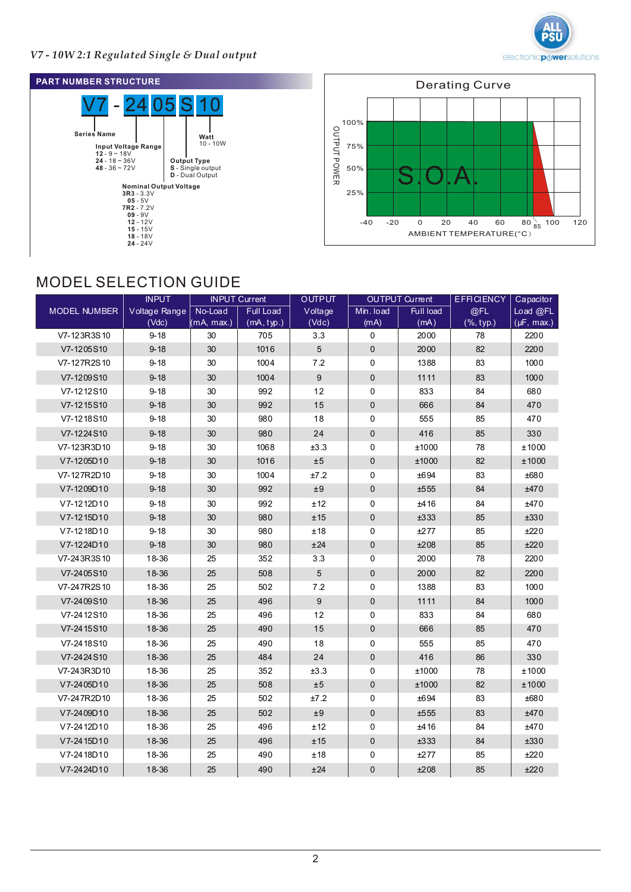## PART NUMBER STRUCTURE

V7 - 24 05 S 10

- **Series Name**: V7
- **Input Voltage Range**
  - **12** - 9 ~ 18V
  - **24** - 18 ~ 36V
  - **48** - 36 ~ 72V
- **Nominal Output Voltage**
  - **3R3** - 3.3V
  - **05** - 5V
  - **7R2** - 7.2V
  - **09** - 9V
  - **12** - 12V
  - **15** - 15V
  - **18** - 18V
  - **24** - 24V
- **Output Type**
  - **S** - Single output
  - **D** - Dual Output
- **Watt**
  - 10 - 10W

Derating Curve

OUTPUT POWER: 100%, 75%, 50%, 25%

S.O.A.

AMBIENT TEMPERATURE(°C): -40, -20, 0, 20, 40, 60, 80, 85, 100, 120

# MODEL SELECTION GUIDE

| MODEL NUMBER | INPUT Voltage Range (Vdc) | INPUT Current No-Load (mA, max.) | INPUT Current Full Load (mA, typ.) | OUTPUT Voltage (Vdc) | OUTPUT Current Min. load (mA) | OUTPUT Current Full load (mA) | EFFICIENCY @FL (%, typ.) | Capacitor Load @FL (µF, max.) |
|---|---|---|---|---|---|---|---|---|
| V7-123R3S10 | 9-18 | 30 | 705 | 3.3 | 0 | 2000 | 78 | 2200 |
| V7-1205S10 | 9-18 | 30 | 1016 | 5 | 0 | 2000 | 82 | 2200 |
| V7-127R2S10 | 9-18 | 30 | 1004 | 7.2 | 0 | 1388 | 83 | 1000 |
| V7-1209S10 | 9-18 | 30 | 1004 | 9 | 0 | 1111 | 83 | 1000 |
| V7-1212S10 | 9-18 | 30 | 992 | 12 | 0 | 833 | 84 | 680 |
| V7-1215S10 | 9-18 | 30 | 992 | 15 | 0 | 666 | 84 | 470 |
| V7-1218S10 | 9-18 | 30 | 980 | 18 | 0 | 555 | 85 | 470 |
| V7-1224S10 | 9-18 | 30 | 980 | 24 | 0 | 416 | 85 | 330 |
| V7-123R3D10 | 9-18 | 30 | 1068 | ±3.3 | 0 | ±1000 | 78 | ±1000 |
| V7-1205D10 | 9-18 | 30 | 1016 | ±5 | 0 | ±1000 | 82 | ±1000 |
| V7-127R2D10 | 9-18 | 30 | 1004 | ±7.2 | 0 | ±694 | 83 | ±680 |
| V7-1209D10 | 9-18 | 30 | 992 | ±9 | 0 | ±555 | 84 | ±470 |
| V7-1212D10 | 9-18 | 30 | 992 | ±12 | 0 | ±416 | 84 | ±470 |
| V7-1215D10 | 9-18 | 30 | 980 | ±15 | 0 | ±333 | 85 | ±330 |
| V7-1218D10 | 9-18 | 30 | 980 | ±18 | 0 | ±277 | 85 | ±220 |
| V7-1224D10 | 9-18 | 30 | 980 | ±24 | 0 | ±208 | 85 | ±220 |
| V7-243R3S10 | 18-36 | 25 | 352 | 3.3 | 0 | 2000 | 78 | 2200 |
| V7-2405S10 | 18-36 | 25 | 508 | 5 | 0 | 2000 | 82 | 2200 |
| V7-247R2S10 | 18-36 | 25 | 502 | 7.2 | 0 | 1388 | 83 | 1000 |
| V7-2409S10 | 18-36 | 25 | 496 | 9 | 0 | 1111 | 84 | 1000 |
| V7-2412S10 | 18-36 | 25 | 496 | 12 | 0 | 833 | 84 | 680 |
| V7-2415S10 | 18-36 | 25 | 490 | 15 | 0 | 666 | 85 | 470 |
| V7-2418S10 | 18-36 | 25 | 490 | 18 | 0 | 555 | 85 | 470 |
| V7-2424S10 | 18-36 | 25 | 484 | 24 | 0 | 416 | 86 | 330 |
| V7-243R3D10 | 18-36 | 25 | 352 | ±3.3 | 0 | ±1000 | 78 | ±1000 |
| V7-2405D10 | 18-36 | 25 | 508 | ±5 | 0 | ±1000 | 82 | ±1000 |
| V7-247R2D10 | 18-36 | 25 | 502 | ±7.2 | 0 | ±694 | 83 | ±680 |
| V7-2409D10 | 18-36 | 25 | 502 | ±9 | 0 | ±555 | 83 | ±470 |
| V7-2412D10 | 18-36 | 25 | 496 | ±12 | 0 | ±416 | 84 | ±470 |
| V7-2415D10 | 18-36 | 25 | 496 | ±15 | 0 | ±333 | 84 | ±330 |
| V7-2418D10 | 18-36 | 25 | 490 | ±18 | 0 | ±277 | 85 | ±220 |
| V7-2424D10 | 18-36 | 25 | 490 | ±24 | 0 | ±208 | 85 | ±220 |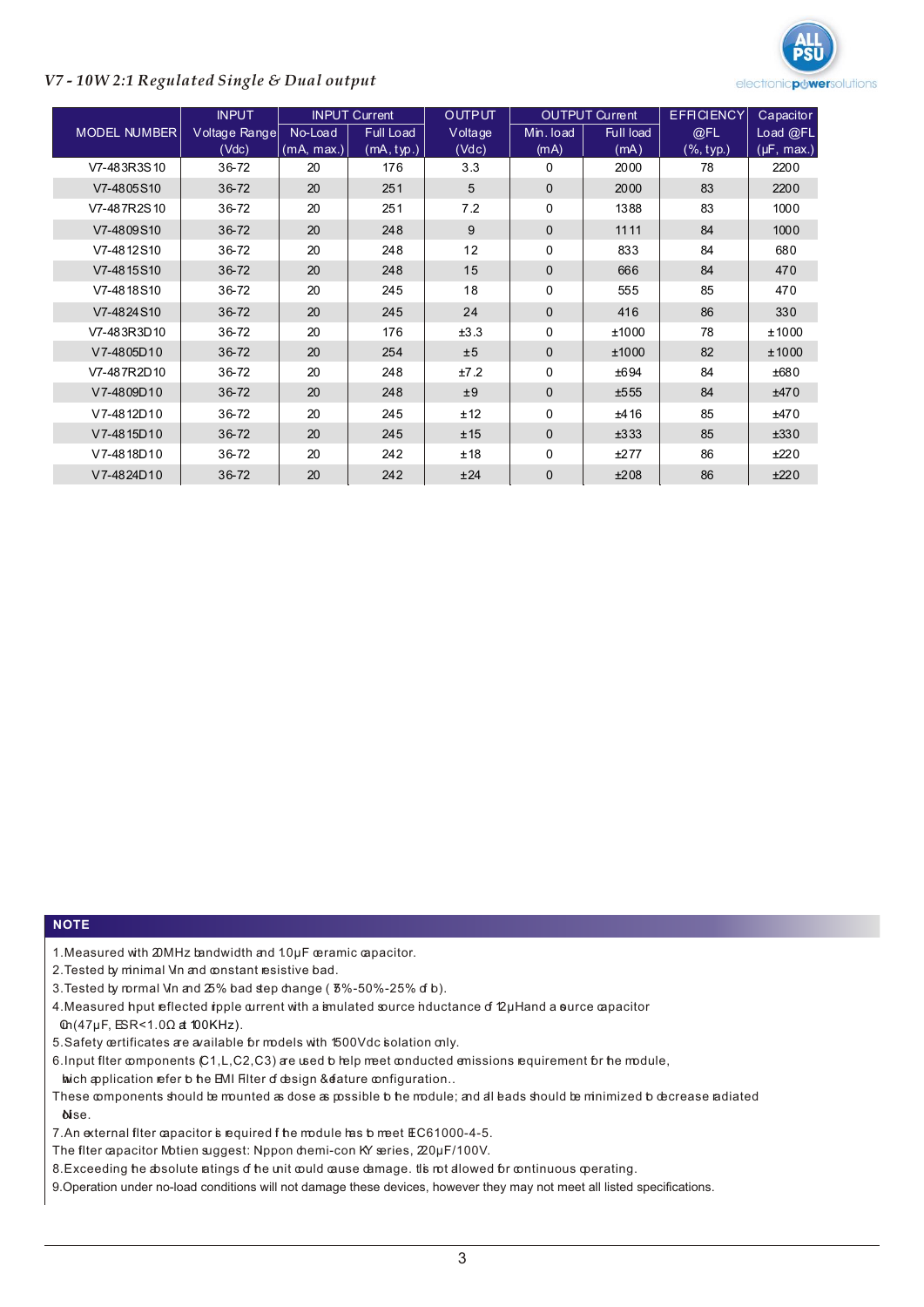## V7 - 10W 2:1 Regulated Single & Dual output

| MODEL NUMBER | INPUT Voltage Range (Vdc) | INPUT Current No-Load (mA, max.) | | OUTPUT Voltage (Vdc) | OUTPUT Current Min. load (mA) | | EFFICIENCY @FL (%, typ.) | Capacitor Load @FL (µF, max.) |
|---|---|---|---|---|---|---|---|---|
| | | No-Load (mA, max.) | Full Load (mA, typ.) | | Min. load (mA) | Full load (mA) | | |
| V7-483R3S10 | 36-72 | 20 | 176 | 3.3 | 0 | 2000 | 78 | 2200 |
| V7-4805S10 | 36-72 | 20 | 251 | 5 | 0 | 2000 | 83 | 2200 |
| V7-487R2S10 | 36-72 | 20 | 251 | 7.2 | 0 | 1388 | 83 | 1000 |
| V7-4809S10 | 36-72 | 20 | 248 | 9 | 0 | 1111 | 84 | 1000 |
| V7-4812S10 | 36-72 | 20 | 248 | 12 | 0 | 833 | 84 | 680 |
| V7-4815S10 | 36-72 | 20 | 248 | 15 | 0 | 666 | 84 | 470 |
| V7-4818S10 | 36-72 | 20 | 245 | 18 | 0 | 555 | 85 | 470 |
| V7-4824S10 | 36-72 | 20 | 245 | 24 | 0 | 416 | 86 | 330 |
| V7-483R3D10 | 36-72 | 20 | 176 | ±3.3 | 0 | ±1000 | 78 | ±1000 |
| V7-4805D10 | 36-72 | 20 | 254 | ±5 | 0 | ±1000 | 82 | ±1000 |
| V7-487R2D10 | 36-72 | 20 | 248 | ±7.2 | 0 | ±694 | 84 | ±680 |
| V7-4809D10 | 36-72 | 20 | 248 | ±9 | 0 | ±555 | 84 | ±470 |
| V7-4812D10 | 36-72 | 20 | 245 | ±12 | 0 | ±416 | 85 | ±470 |
| V7-4815D10 | 36-72 | 20 | 245 | ±15 | 0 | ±333 | 85 | ±330 |
| V7-4818D10 | 36-72 | 20 | 242 | ±18 | 0 | ±277 | 86 | ±220 |
| V7-4824D10 | 36-72 | 20 | 242 | ±24 | 0 | ±208 | 86 | ±220 |

### NOTE

1.Measured with 20MHz bandwidth and 1.0µF ceramic capacitor.
2.Tested by minimal Vin and constant resistive load.
3.Tested by normal Vin and 25% load step change (75%-50%-25% of Io).
4.Measured input reflected ripple current with a simulated source inductance of 12µH and a source capacitor Cin(47µF, ESR<1.0Ω at 100KHz).
5.Safety certificates are available for models with 1500Vdc isolation only.
6.Input filter components (C1,L,C2,C3) are used to help meet conducted emissions requirement for the module, which application refer to the EMI Filter of design & feature configuration..
These components should be mounted as close as possible to the module; and all leads should be minimized to decrease radiated noise.
7.An external filter capacitor is required if the module has to meet IEC61000-4-5.
The filter capacitor Motien suggest: Nippon chemi-con KY series, 220µF/100V.
8.Exceeding the absolute ratings of the unit could cause damage. It is not allowed for continuous operating.
9.Operation under no-load conditions will not damage these devices, however they may not meet all listed specifications.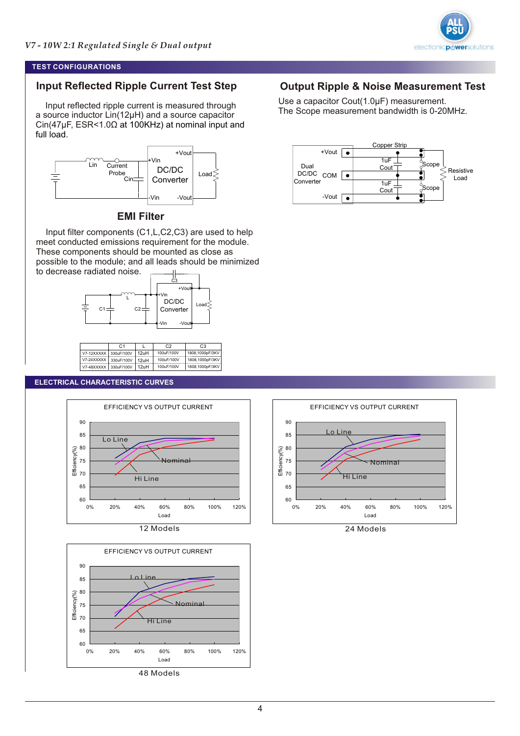## TEST CONFIGURATIONS

### Input Reflected Ripple Current Test Step

Input reflected ripple current is measured through a source inductor Lin(12μH) and a source capacitor Cin(47μF, ESR<1.0Ω at 100KHz) at nominal input and full load.

### Output Ripple & Noise Measurement Test

Use a capacitor Cout(1.0μF) measurement.
The Scope measurement bandwidth is 0-20MHz.

### EMI Filter

Input filter components (C1,L,C2,C3) are used to help meet conducted emissions requirement for the module. These components should be mounted as close as possible to the module; and all leads should be minimized to decrease radiated noise.

| | C1 | L | C2 | C3 |
|---|---|---|---|---|
| V7-12XXXXX | 330uF/100V | 12uH | 100uF/100V | 1808,1000pF/3KV |
| V7-24XXXXX | 330uF/100V | 12uH | 100uF/100V | 1808,1000pF/3KV |
| V7-48XXXXX | 330uF/100V | 12uH | 100uF/100V | 1808,1000pF/3KV |

## ELECTRICAL CHARACTERISTIC CURVES

12 Models

24 Models

48 Models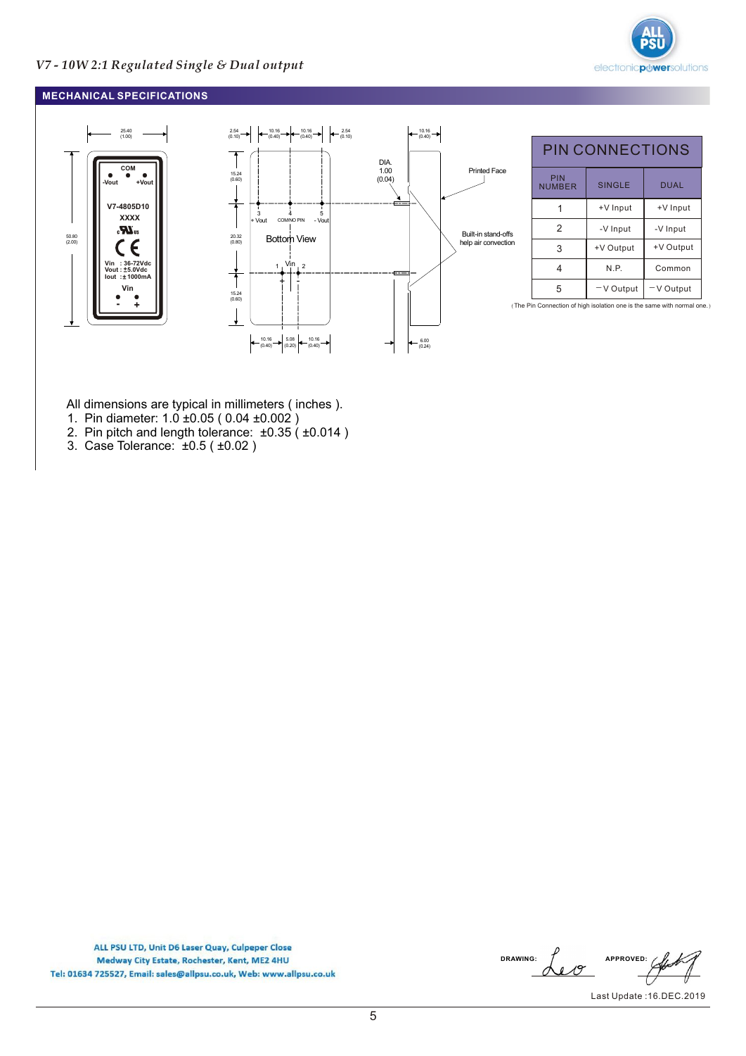## MECHANICAL SPECIFICATIONS

| PIN CONNECTIONS | | |
|---|---|---|
| PIN NUMBER | SINGLE | DUAL |
| 1 | +V Input | +V Input |
| 2 | -V Input | -V Input |
| 3 | +V Output | +V Output |
| 4 | N.P. | Common |
| 5 | −V Output | −V Output |

( The Pin Connection of high isolation one is the same with normal one. )

All dimensions are typical in millimeters ( inches ).

1. Pin diameter: 1.0 ±0.05 ( 0.04 ±0.002 )
2. Pin pitch and length tolerance: ±0.35 ( ±0.014 )
3. Case Tolerance: ±0.5 ( ±0.02 )

ALL PSU LTD, Unit D6 Laser Quay, Culpeper Close
Medway City Estate, Rochester, Kent, ME2 4HU
Tel: 01634 725527, Email: sales@allpsu.co.uk, Web: www.allpsu.co.uk

DRAWING: APPROVED:

Last Update :16.DEC.2019